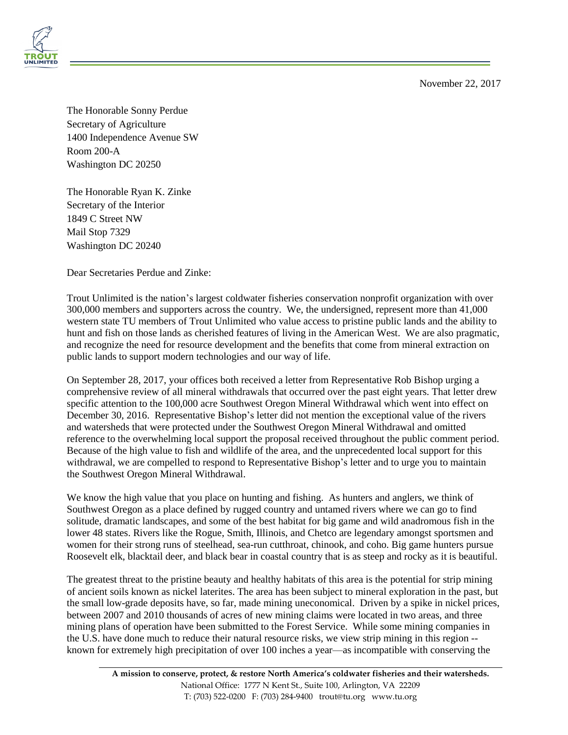November 22, 2017

The Honorable Sonny Perdue
Secretary of Agriculture
1400 Independence Avenue SW
Room 200-A
Washington DC 20250

The Honorable Ryan K. Zinke
Secretary of the Interior
1849 C Street NW
Mail Stop 7329
Washington DC 20240

Dear Secretaries Perdue and Zinke:

Trout Unlimited is the nation's largest coldwater fisheries conservation nonprofit organization with over 300,000 members and supporters across the country. We, the undersigned, represent more than 41,000 western state TU members of Trout Unlimited who value access to pristine public lands and the ability to hunt and fish on those lands as cherished features of living in the American West. We are also pragmatic, and recognize the need for resource development and the benefits that come from mineral extraction on public lands to support modern technologies and our way of life.

On September 28, 2017, your offices both received a letter from Representative Rob Bishop urging a comprehensive review of all mineral withdrawals that occurred over the past eight years. That letter drew specific attention to the 100,000 acre Southwest Oregon Mineral Withdrawal which went into effect on December 30, 2016. Representative Bishop's letter did not mention the exceptional value of the rivers and watersheds that were protected under the Southwest Oregon Mineral Withdrawal and omitted reference to the overwhelming local support the proposal received throughout the public comment period. Because of the high value to fish and wildlife of the area, and the unprecedented local support for this withdrawal, we are compelled to respond to Representative Bishop's letter and to urge you to maintain the Southwest Oregon Mineral Withdrawal.

We know the high value that you place on hunting and fishing. As hunters and anglers, we think of Southwest Oregon as a place defined by rugged country and untamed rivers where we can go to find solitude, dramatic landscapes, and some of the best habitat for big game and wild anadromous fish in the lower 48 states. Rivers like the Rogue, Smith, Illinois, and Chetco are legendary amongst sportsmen and women for their strong runs of steelhead, sea-run cutthroat, chinook, and coho. Big game hunters pursue Roosevelt elk, blacktail deer, and black bear in coastal country that is as steep and rocky as it is beautiful.

The greatest threat to the pristine beauty and healthy habitats of this area is the potential for strip mining of ancient soils known as nickel laterites. The area has been subject to mineral exploration in the past, but the small low-grade deposits have, so far, made mining uneconomical. Driven by a spike in nickel prices, between 2007 and 2010 thousands of acres of new mining claims were located in two areas, and three mining plans of operation have been submitted to the Forest Service. While some mining companies in the U.S. have done much to reduce their natural resource risks, we view strip mining in this region -- known for extremely high precipitation of over 100 inches a year—as incompatible with conserving the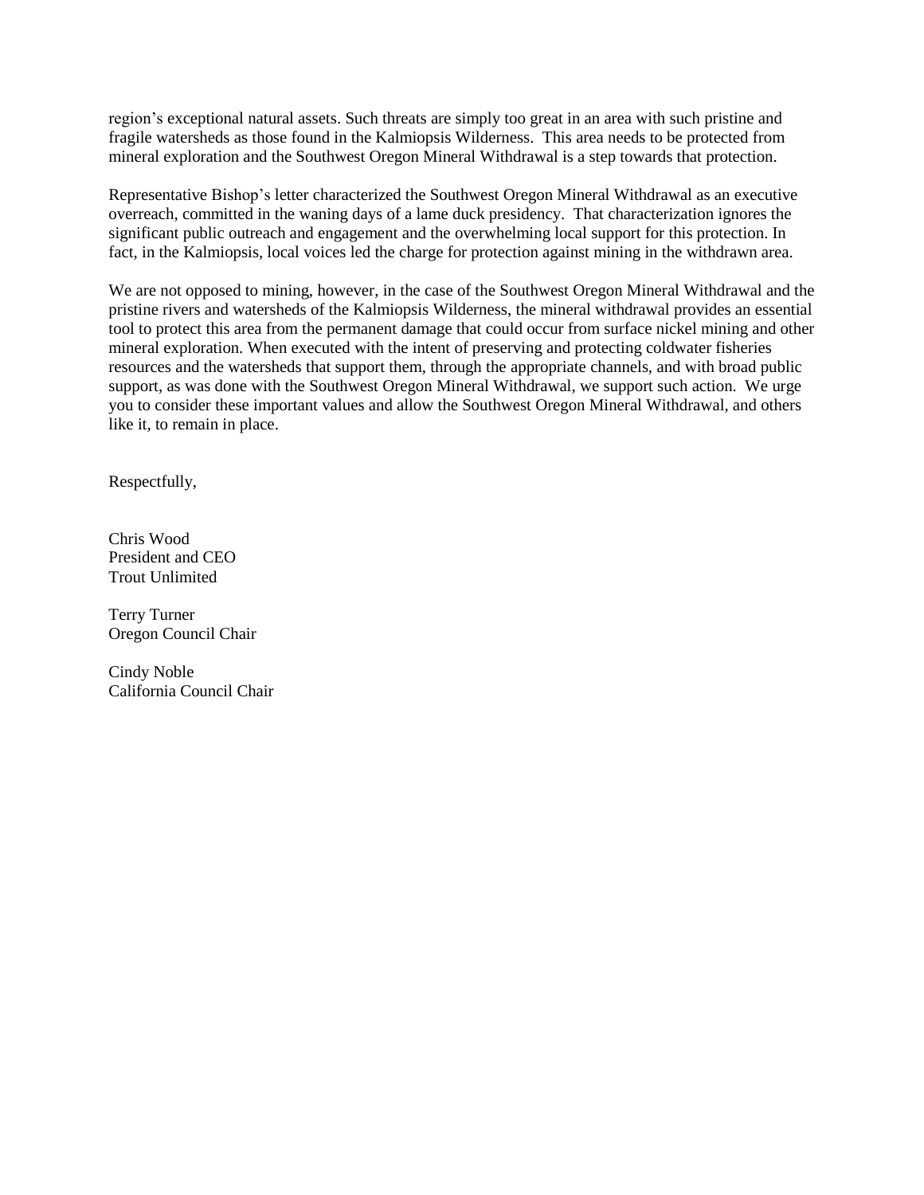region's exceptional natural assets. Such threats are simply too great in an area with such pristine and fragile watersheds as those found in the Kalmiopsis Wilderness. This area needs to be protected from mineral exploration and the Southwest Oregon Mineral Withdrawal is a step towards that protection.

Representative Bishop's letter characterized the Southwest Oregon Mineral Withdrawal as an executive overreach, committed in the waning days of a lame duck presidency. That characterization ignores the significant public outreach and engagement and the overwhelming local support for this protection. In fact, in the Kalmiopsis, local voices led the charge for protection against mining in the withdrawn area.

We are not opposed to mining, however, in the case of the Southwest Oregon Mineral Withdrawal and the pristine rivers and watersheds of the Kalmiopsis Wilderness, the mineral withdrawal provides an essential tool to protect this area from the permanent damage that could occur from surface nickel mining and other mineral exploration. When executed with the intent of preserving and protecting coldwater fisheries resources and the watersheds that support them, through the appropriate channels, and with broad public support, as was done with the Southwest Oregon Mineral Withdrawal, we support such action. We urge you to consider these important values and allow the Southwest Oregon Mineral Withdrawal, and others like it, to remain in place.

Respectfully,

Chris Wood
President and CEO
Trout Unlimited

Terry Turner
Oregon Council Chair

Cindy Noble
California Council Chair